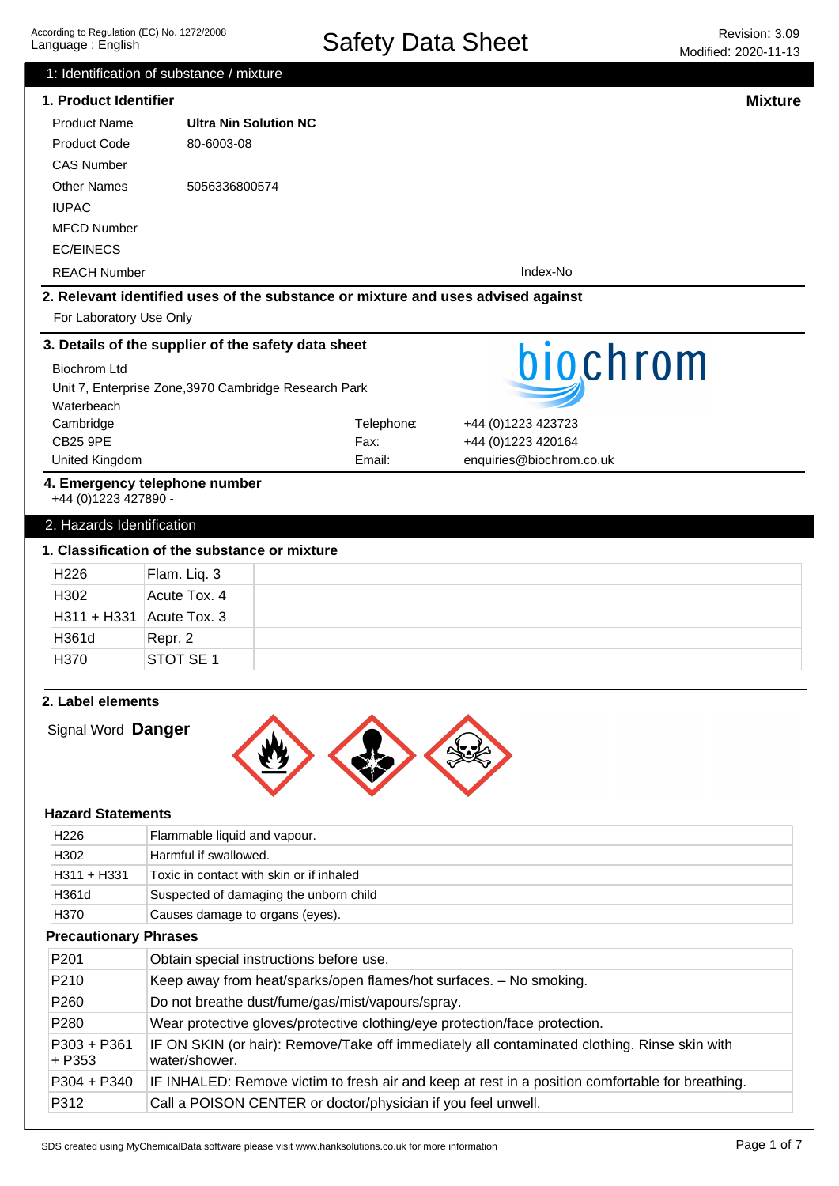According to Regulation (EC) No. 1272/2008
Language : English

# Safety Data Sheet

Revision: 3.09
Modified: 2020-11-13

## 1: Identification of substance / mixture

### 1. Product Identifier

**Mixture**

| | |
|---|---|
| Product Name | **Ultra Nin Solution NC** |
| Product Code | 80-6003-08 |
| CAS Number | |
| Other Names | 5056336800574 |
| IUPAC | |
| MFCD Number | |
| EC/EINECS | |
| REACH Number | Index-No |

### 2. Relevant identified uses of the substance or mixture and uses advised against

For Laboratory Use Only

### 3. Details of the supplier of the safety data sheet

biochrom

Biochrom Ltd
Unit 7, Enterprise Zone,3970 Cambridge Research Park
Waterbeach
Cambridge
CB25 9PE
United Kingdom

| | |
|---|---|
| Telephone: | +44 (0)1223 423723 |
| Fax: | +44 (0)1223 420164 |
| Email: | enquiries@biochrom.co.uk |

### 4. Emergency telephone number

+44 (0)1223 427890 -

## 2. Hazards Identification

### 1. Classification of the substance or mixture

| | | |
|---|---|---|
| H226 | Flam. Liq. 3 | |
| H302 | Acute Tox. 4 | |
| H311 + H331 | Acute Tox. 3 | |
| H361d | Repr. 2 | |
| H370 | STOT SE 1 | |

### 2. Label elements

Signal Word **Danger**

#### Hazard Statements

| | |
|---|---|
| H226 | Flammable liquid and vapour. |
| H302 | Harmful if swallowed. |
| H311 + H331 | Toxic in contact with skin or if inhaled |
| H361d | Suspected of damaging the unborn child |
| H370 | Causes damage to organs (eyes). |

#### Precautionary Phrases

| | |
|---|---|
| P201 | Obtain special instructions before use. |
| P210 | Keep away from heat/sparks/open flames/hot surfaces. – No smoking. |
| P260 | Do not breathe dust/fume/gas/mist/vapours/spray. |
| P280 | Wear protective gloves/protective clothing/eye protection/face protection. |
| P303 + P361 + P353 | IF ON SKIN (or hair): Remove/Take off immediately all contaminated clothing. Rinse skin with water/shower. |
| P304 + P340 | IF INHALED: Remove victim to fresh air and keep at rest in a position comfortable for breathing. |
| P312 | Call a POISON CENTER or doctor/physician if you feel unwell. |

SDS created using MyChemicalData software please visit www.hanksolutions.co.uk for more information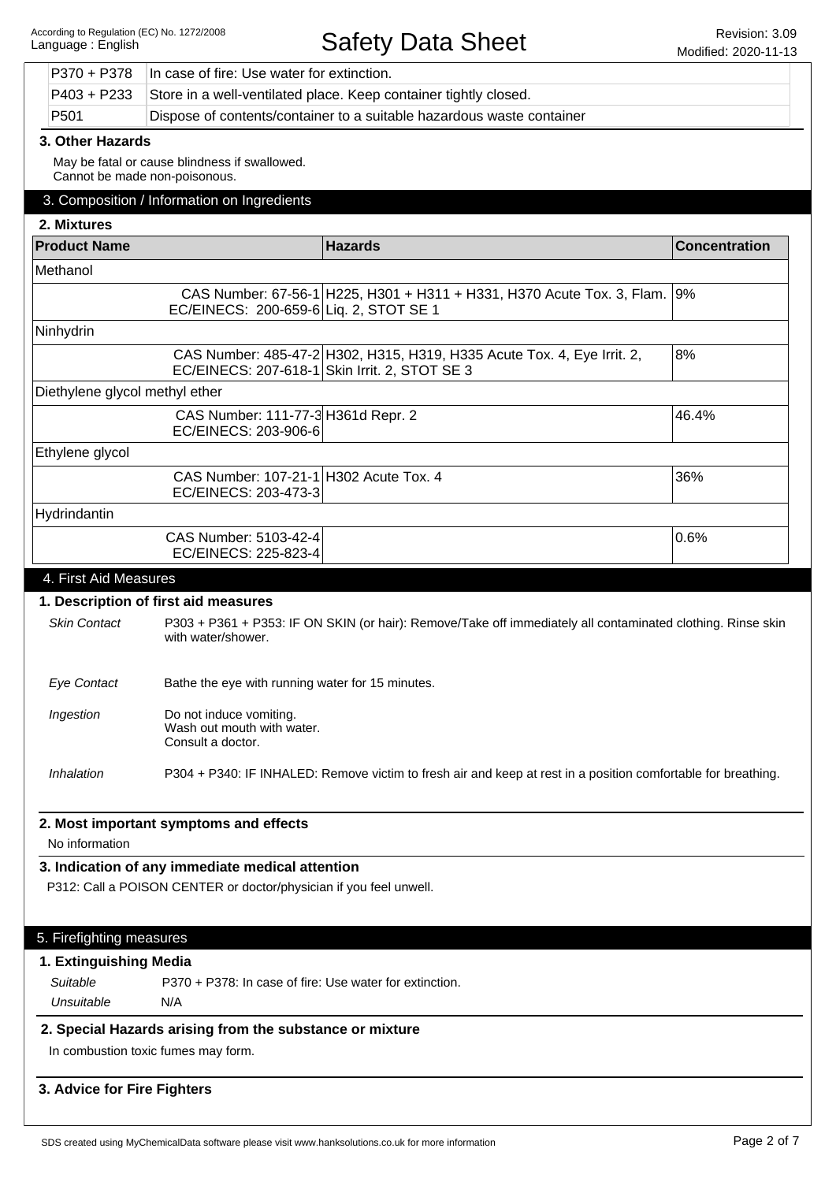| | |
|---|---|
| P370 + P378 | In case of fire: Use water for extinction. |
| P403 + P233 | Store in a well-ventilated place. Keep container tightly closed. |
| P501 | Dispose of contents/container to a suitable hazardous waste container |

### 3. Other Hazards

May be fatal or cause blindness if swallowed.
Cannot be made non-poisonous.

## 3. Composition / Information on Ingredients

### 2. Mixtures

| Product Name | Hazards | Concentration |
|---|---|---|
| Methanol | | |
| CAS Number: 67-56-1 EC/EINECS: 200-659-6 | H225, H301 + H311 + H331, H370 Acute Tox. 3, Flam. Liq. 2, STOT SE 1 | 9% |
| Ninhydrin | | |
| CAS Number: 485-47-2 EC/EINECS: 207-618-1 | H302, H315, H319, H335 Acute Tox. 4, Eye Irrit. 2, Skin Irrit. 2, STOT SE 3 | 8% |
| Diethylene glycol methyl ether | | |
| CAS Number: 111-77-3 EC/EINECS: 203-906-6 | H361d Repr. 2 | 46.4% |
| Ethylene glycol | | |
| CAS Number: 107-21-1 EC/EINECS: 203-473-3 | H302 Acute Tox. 4 | 36% |
| Hydrindantin | | |
| CAS Number: 5103-42-4 EC/EINECS: 225-823-4 | | 0.6% |

## 4. First Aid Measures

### 1. Description of first aid measures

*Skin Contact* P303 + P361 + P353: IF ON SKIN (or hair): Remove/Take off immediately all contaminated clothing. Rinse skin with water/shower.

*Eye Contact* Bathe the eye with running water for 15 minutes.

*Ingestion* Do not induce vomiting.
Wash out mouth with water.
Consult a doctor.

*Inhalation* P304 + P340: IF INHALED: Remove victim to fresh air and keep at rest in a position comfortable for breathing.

### 2. Most important symptoms and effects

No information

### 3. Indication of any immediate medical attention

P312: Call a POISON CENTER or doctor/physician if you feel unwell.

## 5. Firefighting measures

### 1. Extinguishing Media

*Suitable* P370 + P378: In case of fire: Use water for extinction.

*Unsuitable* N/A

### 2. Special Hazards arising from the substance or mixture

In combustion toxic fumes may form.

### 3. Advice for Fire Fighters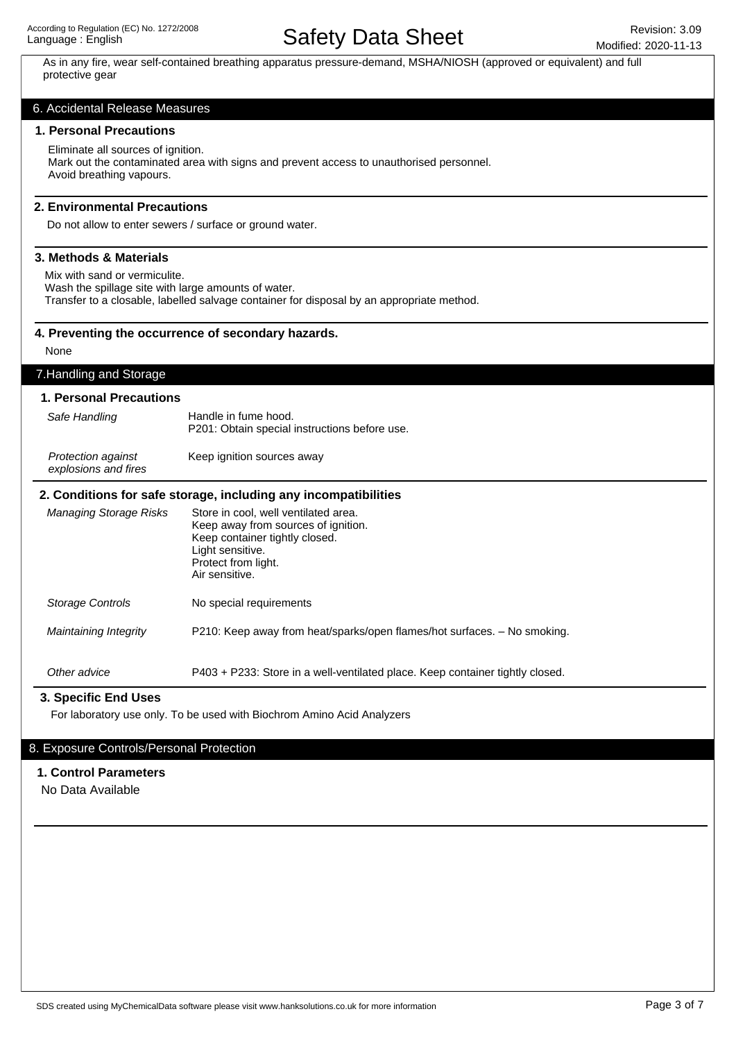As in any fire, wear self-contained breathing apparatus pressure-demand, MSHA/NIOSH (approved or equivalent) and full protective gear

## 6. Accidental Release Measures

### 1. Personal Precautions

Eliminate all sources of ignition.
Mark out the contaminated area with signs and prevent access to unauthorised personnel.
Avoid breathing vapours.

### 2. Environmental Precautions

Do not allow to enter sewers / surface or ground water.

### 3. Methods & Materials

Mix with sand or vermiculite.
Wash the spillage site with large amounts of water.
Transfer to a closable, labelled salvage container for disposal by an appropriate method.

### 4. Preventing the occurrence of secondary hazards.

None

## 7.Handling and Storage

### 1. Personal Precautions

| | |
|---|---|
| *Safe Handling* | Handle in fume hood.<br>P201: Obtain special instructions before use. |
| *Protection against explosions and fires* | Keep ignition sources away |

### 2. Conditions for safe storage, including any incompatibilities

| | |
|---|---|
| *Managing Storage Risks* | Store in cool, well ventilated area.<br>Keep away from sources of ignition.<br>Keep container tightly closed.<br>Light sensitive.<br>Protect from light.<br>Air sensitive. |
| *Storage Controls* | No special requirements |
| *Maintaining Integrity* | P210: Keep away from heat/sparks/open flames/hot surfaces. – No smoking. |
| *Other advice* | P403 + P233: Store in a well-ventilated place. Keep container tightly closed. |

### 3. Specific End Uses

For laboratory use only. To be used with Biochrom Amino Acid Analyzers

## 8. Exposure Controls/Personal Protection

### 1. Control Parameters

No Data Available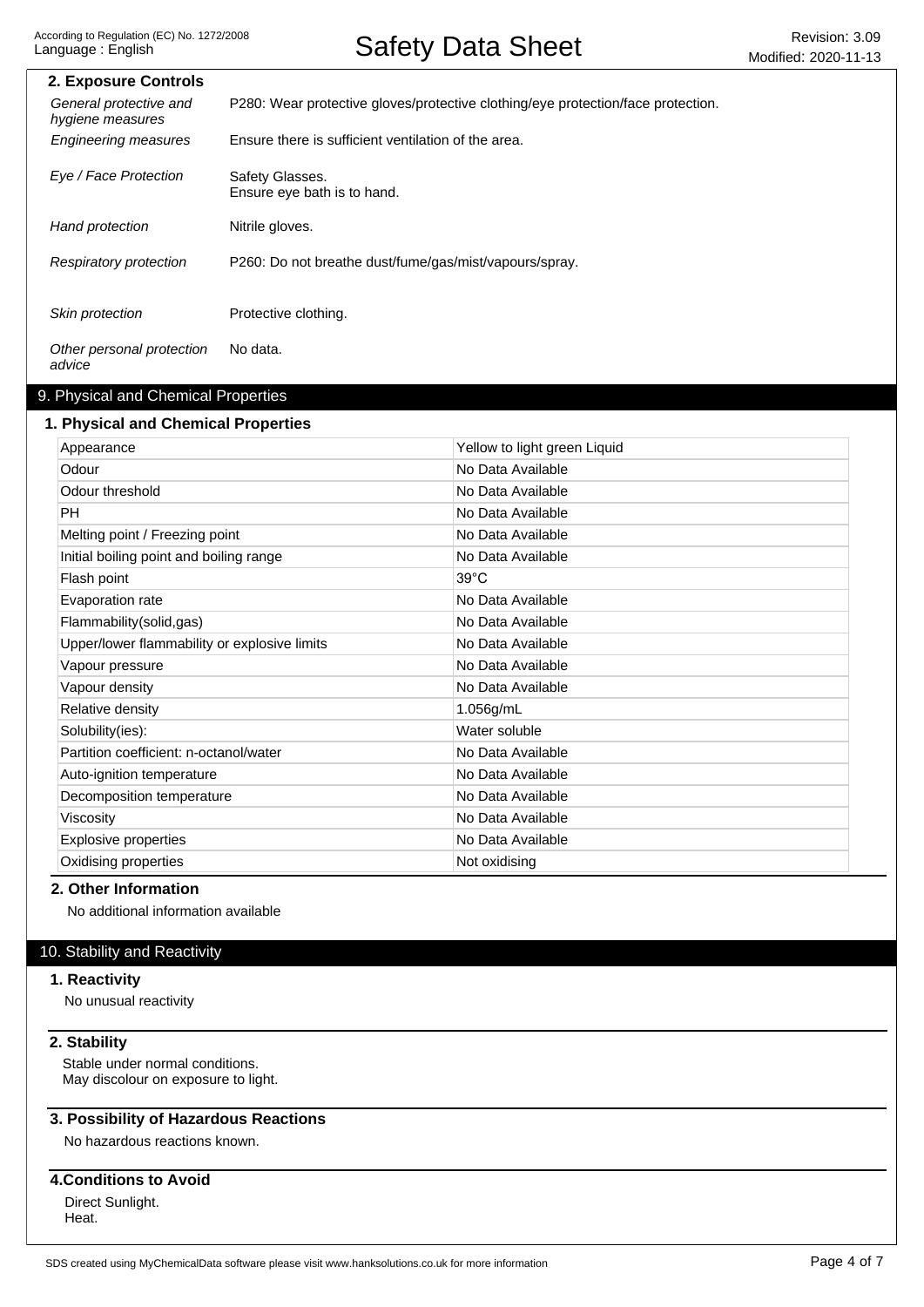### 2. Exposure Controls

| | |
|---|---|
| *General protective and hygiene measures* | P280: Wear protective gloves/protective clothing/eye protection/face protection. |
| *Engineering measures* | Ensure there is sufficient ventilation of the area. |
| *Eye / Face Protection* | Safety Glasses.<br>Ensure eye bath is to hand. |
| *Hand protection* | Nitrile gloves. |
| *Respiratory protection* | P260: Do not breathe dust/fume/gas/mist/vapours/spray. |
| *Skin protection* | Protective clothing. |
| *Other personal protection advice* | No data. |

## 9. Physical and Chemical Properties

### 1. Physical and Chemical Properties

| | |
|---|---|
| Appearance | Yellow to light green Liquid |
| Odour | No Data Available |
| Odour threshold | No Data Available |
| PH | No Data Available |
| Melting point / Freezing point | No Data Available |
| Initial boiling point and boiling range | No Data Available |
| Flash point | 39°C |
| Evaporation rate | No Data Available |
| Flammability(solid,gas) | No Data Available |
| Upper/lower flammability or explosive limits | No Data Available |
| Vapour pressure | No Data Available |
| Vapour density | No Data Available |
| Relative density | 1.056g/mL |
| Solubility(ies): | Water soluble |
| Partition coefficient: n-octanol/water | No Data Available |
| Auto-ignition temperature | No Data Available |
| Decomposition temperature | No Data Available |
| Viscosity | No Data Available |
| Explosive properties | No Data Available |
| Oxidising properties | Not oxidising |

### 2. Other Information

No additional information available

## 10. Stability and Reactivity

### 1. Reactivity

No unusual reactivity

### 2. Stability

Stable under normal conditions.
May discolour on exposure to light.

### 3. Possibility of Hazardous Reactions

No hazardous reactions known.

### 4.Conditions to Avoid

Direct Sunlight.
Heat.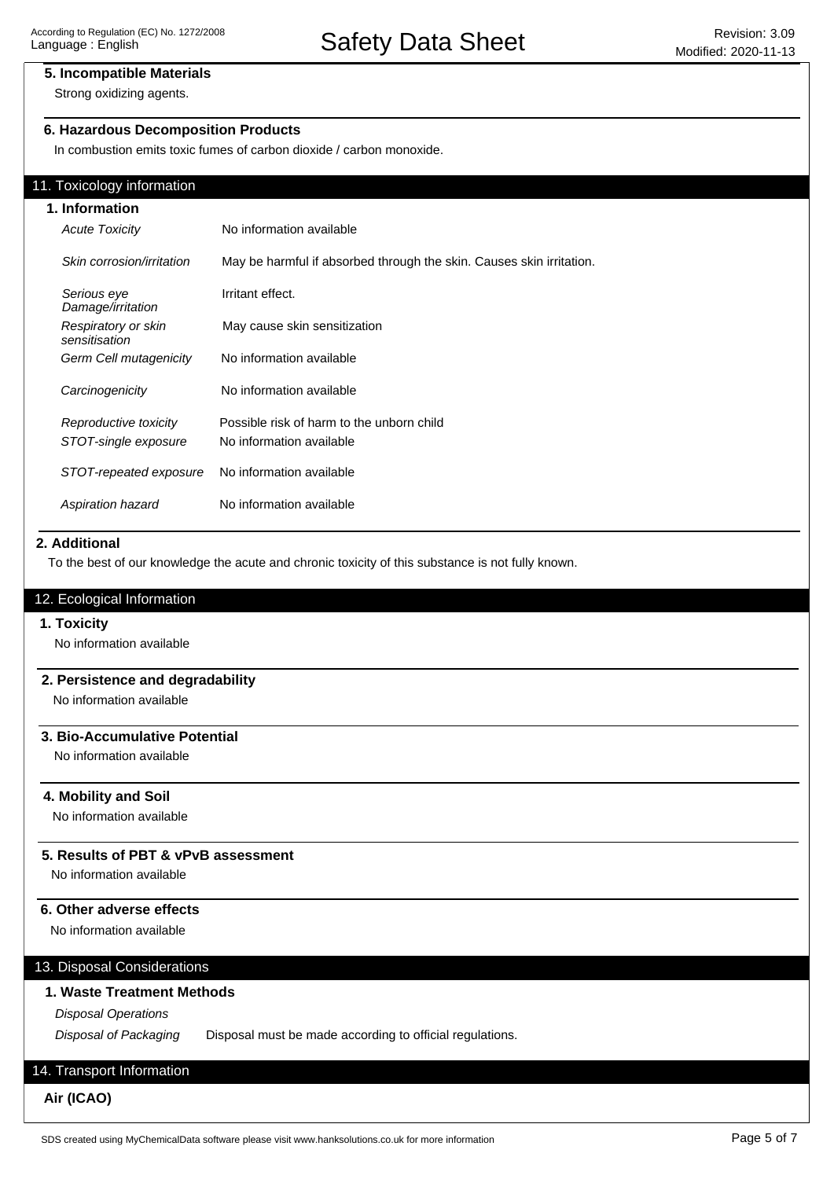### 5. Incompatible Materials

Strong oxidizing agents.

### 6. Hazardous Decomposition Products

In combustion emits toxic fumes of carbon dioxide / carbon monoxide.

## 11. Toxicology information

### 1. Information

| | |
|---|---|
| *Acute Toxicity* | No information available |
| *Skin corrosion/irritation* | May be harmful if absorbed through the skin. Causes skin irritation. |
| *Serious eye Damage/irritation* | Irritant effect. |
| *Respiratory or skin sensitisation* | May cause skin sensitization |
| *Germ Cell mutagenicity* | No information available |
| *Carcinogenicity* | No information available |
| *Reproductive toxicity* | Possible risk of harm to the unborn child |
| *STOT-single exposure* | No information available |
| *STOT-repeated exposure* | No information available |
| *Aspiration hazard* | No information available |

### 2. Additional

To the best of our knowledge the acute and chronic toxicity of this substance is not fully known.

## 12. Ecological Information

### 1. Toxicity

No information available

### 2. Persistence and degradability

No information available

### 3. Bio-Accumulative Potential

No information available

### 4. Mobility and Soil

No information available

### 5. Results of PBT & vPvB assessment

No information available

### 6. Other adverse effects

No information available

## 13. Disposal Considerations

### 1. Waste Treatment Methods

*Disposal Operations*

*Disposal of Packaging* Disposal must be made according to official regulations.

## 14. Transport Information

**Air (ICAO)**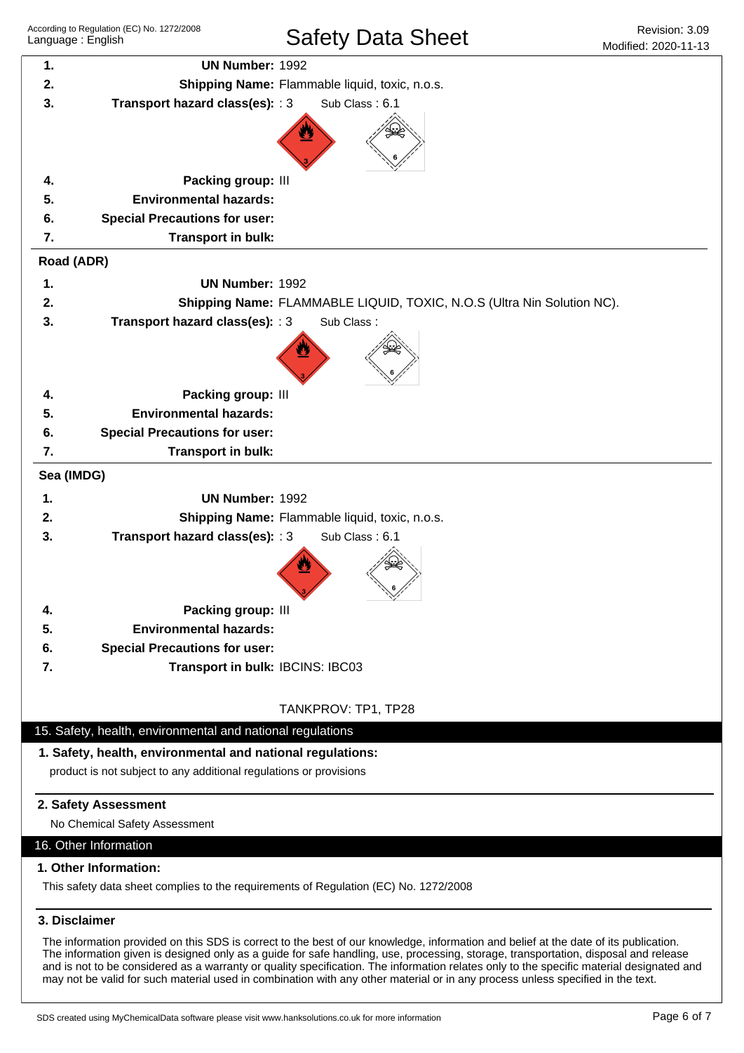1. **UN Number:** 1992
2. **Shipping Name:** Flammable liquid, toxic, n.o.s.
3. **Transport hazard class(es):** : 3 Sub Class : 6.1
4. **Packing group:** III
5. **Environmental hazards:**
6. **Special Precautions for user:**
7. **Transport in bulk:**

**Road (ADR)**

1. **UN Number:** 1992
2. **Shipping Name:** FLAMMABLE LIQUID, TOXIC, N.O.S (Ultra Nin Solution NC).
3. **Transport hazard class(es):** : 3 Sub Class :
4. **Packing group:** III
5. **Environmental hazards:**
6. **Special Precautions for user:**
7. **Transport in bulk:**

**Sea (IMDG)**

1. **UN Number:** 1992
2. **Shipping Name:** Flammable liquid, toxic, n.o.s.
3. **Transport hazard class(es):** : 3 Sub Class : 6.1
4. **Packing group:** III
5. **Environmental hazards:**
6. **Special Precautions for user:**
7. **Transport in bulk:** IBCINS: IBC03

TANKPROV: TP1, TP28

## 15. Safety, health, environmental and national regulations

### 1. Safety, health, environmental and national regulations:

product is not subject to any additional regulations or provisions

### 2. Safety Assessment

No Chemical Safety Assessment

## 16. Other Information

### 1. Other Information:

This safety data sheet complies to the requirements of Regulation (EC) No. 1272/2008

### 3. Disclaimer

The information provided on this SDS is correct to the best of our knowledge, information and belief at the date of its publication. The information given is designed only as a guide for safe handling, use, processing, storage, transportation, disposal and release and is not to be considered as a warranty or quality specification. The information relates only to the specific material designated and may not be valid for such material used in combination with any other material or in any process unless specified in the text.